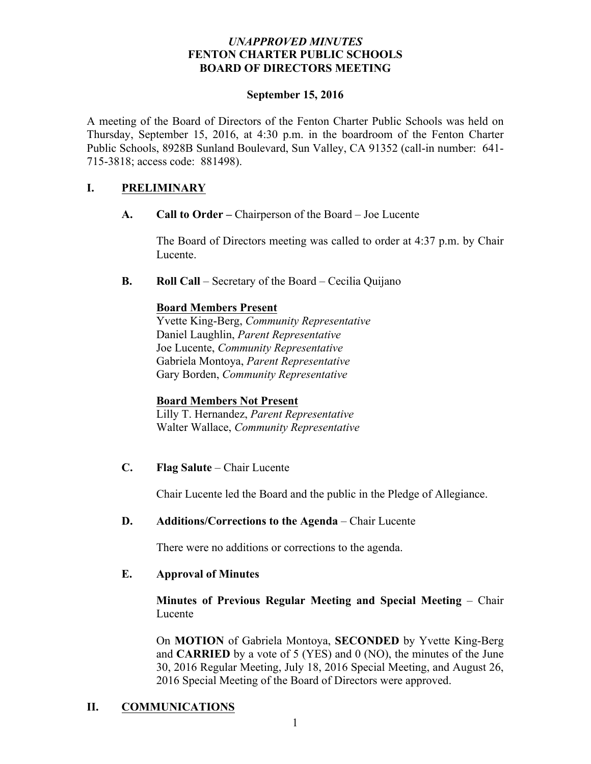*UNAPPROVED MINUTES*
**FENTON CHARTER PUBLIC SCHOOLS**
**BOARD OF DIRECTORS MEETING**

**September 15, 2016**

A meeting of the Board of Directors of the Fenton Charter Public Schools was held on Thursday, September 15, 2016, at 4:30 p.m. in the boardroom of the Fenton Charter Public Schools, 8928B Sunland Boulevard, Sun Valley, CA 91352 (call-in number: 641-715-3818; access code: 881498).

## I. PRELIMINARY

**A. Call to Order –** Chairperson of the Board – Joe Lucente

The Board of Directors meeting was called to order at 4:37 p.m. by Chair Lucente.

**B. Roll Call** – Secretary of the Board – Cecilia Quijano

**Board Members Present**
Yvette King-Berg, *Community Representative*
Daniel Laughlin, *Parent Representative*
Joe Lucente, *Community Representative*
Gabriela Montoya, *Parent Representative*
Gary Borden, *Community Representative*

**Board Members Not Present**
Lilly T. Hernandez, *Parent Representative*
Walter Wallace, *Community Representative*

**C. Flag Salute** – Chair Lucente

Chair Lucente led the Board and the public in the Pledge of Allegiance.

**D. Additions/Corrections to the Agenda** – Chair Lucente

There were no additions or corrections to the agenda.

**E. Approval of Minutes**

**Minutes of Previous Regular Meeting and Special Meeting** – Chair Lucente

On **MOTION** of Gabriela Montoya, **SECONDED** by Yvette King-Berg and **CARRIED** by a vote of 5 (YES) and 0 (NO), the minutes of the June 30, 2016 Regular Meeting, July 18, 2016 Special Meeting, and August 26, 2016 Special Meeting of the Board of Directors were approved.

## II. COMMUNICATIONS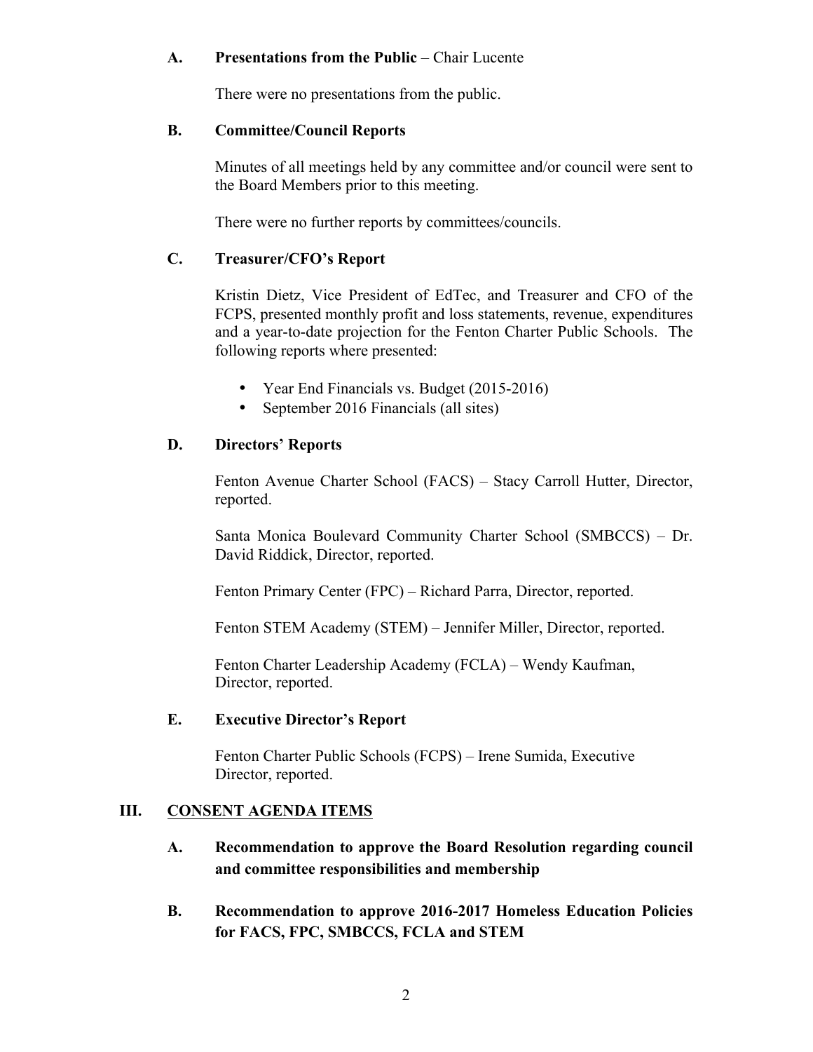### A. Presentations from the Public – Chair Lucente

There were no presentations from the public.

### B. Committee/Council Reports

Minutes of all meetings held by any committee and/or council were sent to the Board Members prior to this meeting.

There were no further reports by committees/councils.

### C. Treasurer/CFO's Report

Kristin Dietz, Vice President of EdTec, and Treasurer and CFO of the FCPS, presented monthly profit and loss statements, revenue, expenditures and a year-to-date projection for the Fenton Charter Public Schools. The following reports where presented:

- Year End Financials vs. Budget (2015-2016)
- September 2016 Financials (all sites)

### D. Directors' Reports

Fenton Avenue Charter School (FACS) – Stacy Carroll Hutter, Director, reported.

Santa Monica Boulevard Community Charter School (SMBCCS) – Dr. David Riddick, Director, reported.

Fenton Primary Center (FPC) – Richard Parra, Director, reported.

Fenton STEM Academy (STEM) – Jennifer Miller, Director, reported.

Fenton Charter Leadership Academy (FCLA) – Wendy Kaufman, Director, reported.

### E. Executive Director's Report

Fenton Charter Public Schools (FCPS) – Irene Sumida, Executive Director, reported.

## III. CONSENT AGENDA ITEMS

### A. Recommendation to approve the Board Resolution regarding council and committee responsibilities and membership

### B. Recommendation to approve 2016-2017 Homeless Education Policies for FACS, FPC, SMBCCS, FCLA and STEM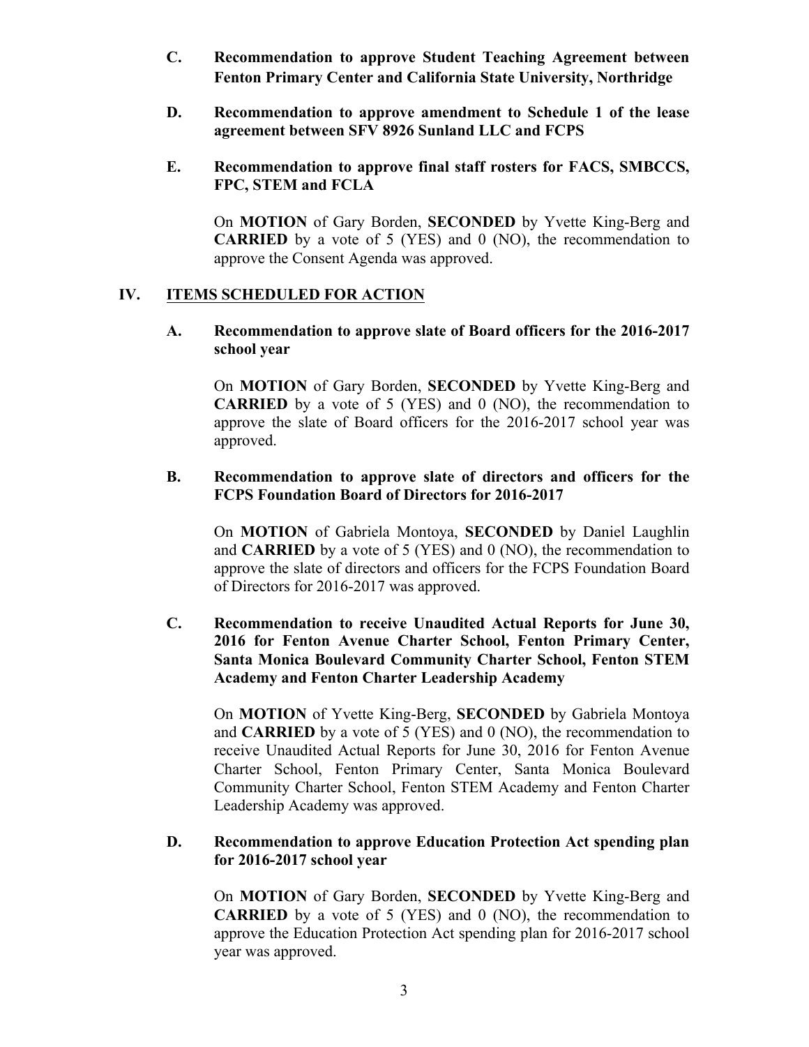**C. Recommendation to approve Student Teaching Agreement between Fenton Primary Center and California State University, Northridge**

**D. Recommendation to approve amendment to Schedule 1 of the lease agreement between SFV 8926 Sunland LLC and FCPS**

**E. Recommendation to approve final staff rosters for FACS, SMBCCS, FPC, STEM and FCLA**

On **MOTION** of Gary Borden, **SECONDED** by Yvette King-Berg and **CARRIED** by a vote of 5 (YES) and 0 (NO), the recommendation to approve the Consent Agenda was approved.

## IV. ITEMS SCHEDULED FOR ACTION

**A. Recommendation to approve slate of Board officers for the 2016-2017 school year**

On **MOTION** of Gary Borden, **SECONDED** by Yvette King-Berg and **CARRIED** by a vote of 5 (YES) and 0 (NO), the recommendation to approve the slate of Board officers for the 2016-2017 school year was approved.

**B. Recommendation to approve slate of directors and officers for the FCPS Foundation Board of Directors for 2016-2017**

On **MOTION** of Gabriela Montoya, **SECONDED** by Daniel Laughlin and **CARRIED** by a vote of 5 (YES) and 0 (NO), the recommendation to approve the slate of directors and officers for the FCPS Foundation Board of Directors for 2016-2017 was approved.

**C. Recommendation to receive Unaudited Actual Reports for June 30, 2016 for Fenton Avenue Charter School, Fenton Primary Center, Santa Monica Boulevard Community Charter School, Fenton STEM Academy and Fenton Charter Leadership Academy**

On **MOTION** of Yvette King-Berg, **SECONDED** by Gabriela Montoya and **CARRIED** by a vote of 5 (YES) and 0 (NO), the recommendation to receive Unaudited Actual Reports for June 30, 2016 for Fenton Avenue Charter School, Fenton Primary Center, Santa Monica Boulevard Community Charter School, Fenton STEM Academy and Fenton Charter Leadership Academy was approved.

**D. Recommendation to approve Education Protection Act spending plan for 2016-2017 school year**

On **MOTION** of Gary Borden, **SECONDED** by Yvette King-Berg and **CARRIED** by a vote of 5 (YES) and 0 (NO), the recommendation to approve the Education Protection Act spending plan for 2016-2017 school year was approved.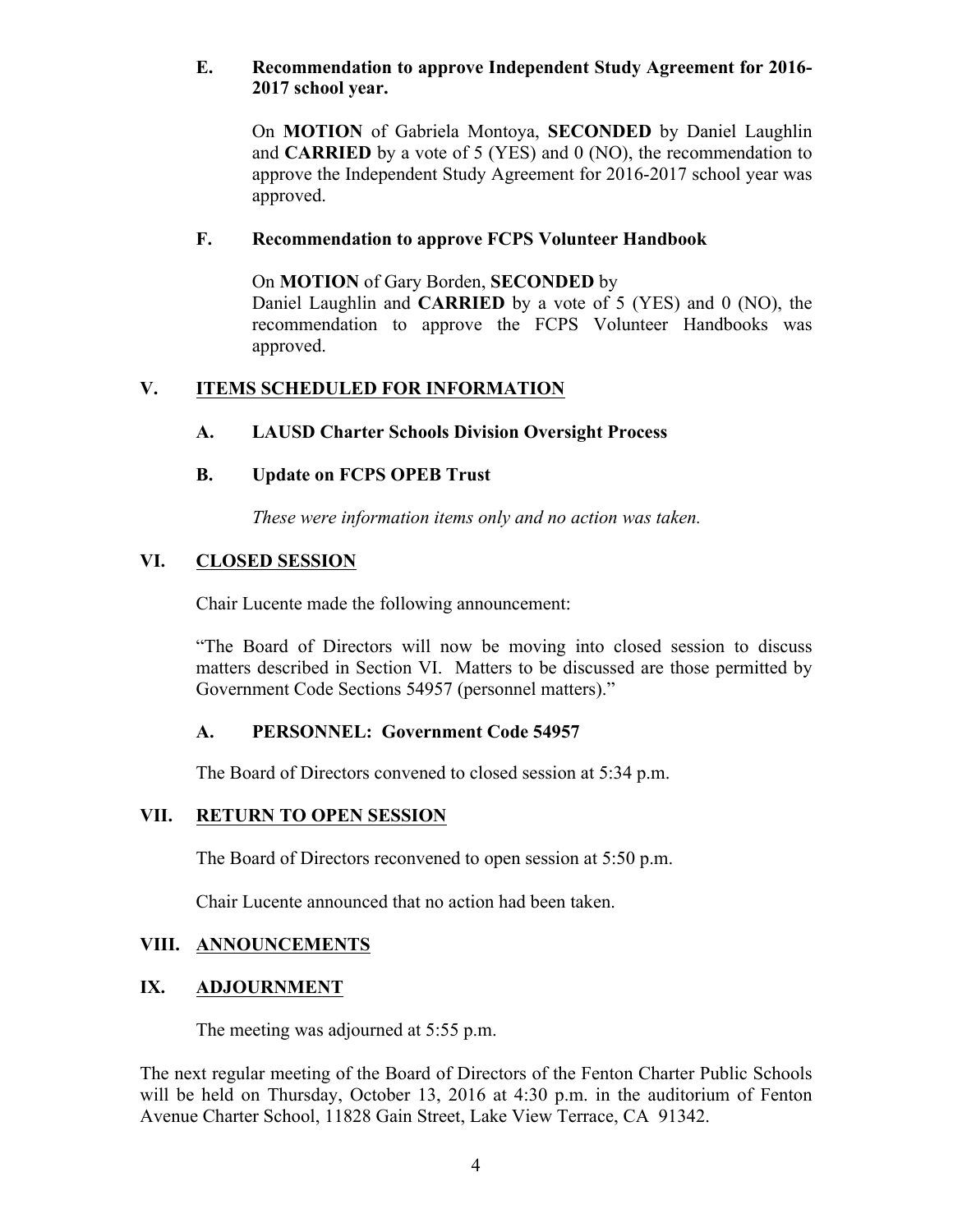### E. Recommendation to approve Independent Study Agreement for 2016-2017 school year.

On **MOTION** of Gabriela Montoya, **SECONDED** by Daniel Laughlin and **CARRIED** by a vote of 5 (YES) and 0 (NO), the recommendation to approve the Independent Study Agreement for 2016-2017 school year was approved.

### F. Recommendation to approve FCPS Volunteer Handbook

On **MOTION** of Gary Borden, **SECONDED** by Daniel Laughlin and **CARRIED** by a vote of 5 (YES) and 0 (NO), the recommendation to approve the FCPS Volunteer Handbooks was approved.

## V. ITEMS SCHEDULED FOR INFORMATION

### A. LAUSD Charter Schools Division Oversight Process

### B. Update on FCPS OPEB Trust

*These were information items only and no action was taken.*

## VI. CLOSED SESSION

Chair Lucente made the following announcement:

"The Board of Directors will now be moving into closed session to discuss matters described in Section VI. Matters to be discussed are those permitted by Government Code Sections 54957 (personnel matters)."

### A. PERSONNEL: Government Code 54957

The Board of Directors convened to closed session at 5:34 p.m.

## VII. RETURN TO OPEN SESSION

The Board of Directors reconvened to open session at 5:50 p.m.

Chair Lucente announced that no action had been taken.

## VIII. ANNOUNCEMENTS

## IX. ADJOURNMENT

The meeting was adjourned at 5:55 p.m.

The next regular meeting of the Board of Directors of the Fenton Charter Public Schools will be held on Thursday, October 13, 2016 at 4:30 p.m. in the auditorium of Fenton Avenue Charter School, 11828 Gain Street, Lake View Terrace, CA 91342.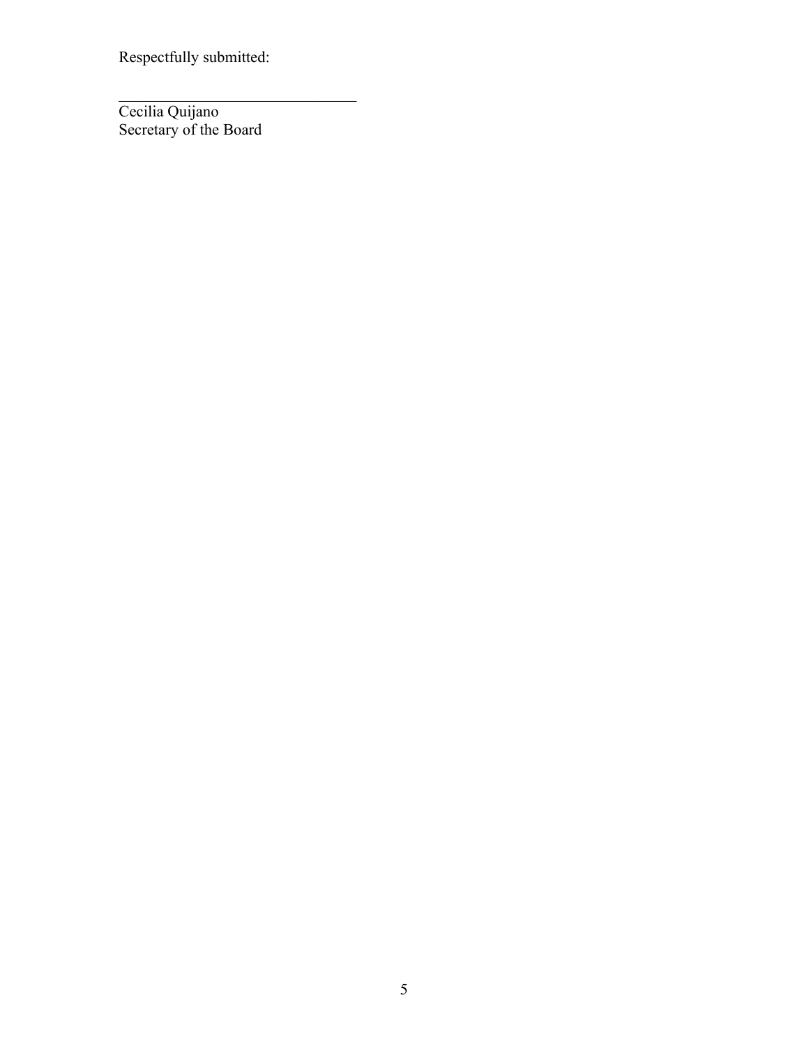Respectfully submitted:

_______________________________

Cecilia Quijano
Secretary of the Board